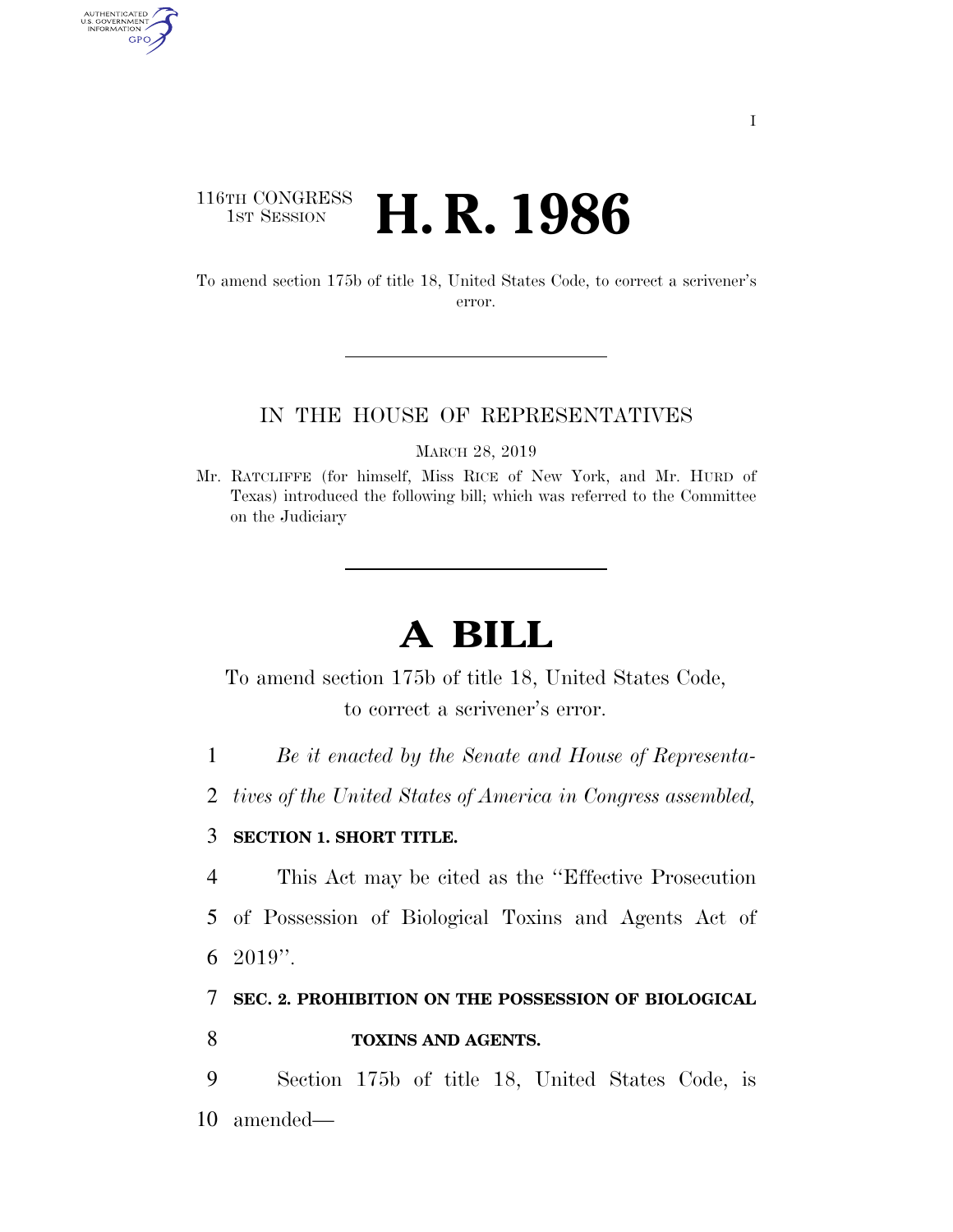116TH CONGRESS
1ST SESSION

# H. R. 1986

To amend section 175b of title 18, United States Code, to correct a scrivener's error.

IN THE HOUSE OF REPRESENTATIVES

MARCH 28, 2019

Mr. RATCLIFFE (for himself, Miss RICE of New York, and Mr. HURD of Texas) introduced the following bill; which was referred to the Committee on the Judiciary

# A BILL

To amend section 175b of title 18, United States Code, to correct a scrivener's error.

*Be it enacted by the Senate and House of Representatives of the United States of America in Congress assembled,*

**SECTION 1. SHORT TITLE.**

This Act may be cited as the "Effective Prosecution of Possession of Biological Toxins and Agents Act of 2019".

**SEC. 2. PROHIBITION ON THE POSSESSION OF BIOLOGICAL TOXINS AND AGENTS.**

Section 175b of title 18, United States Code, is amended—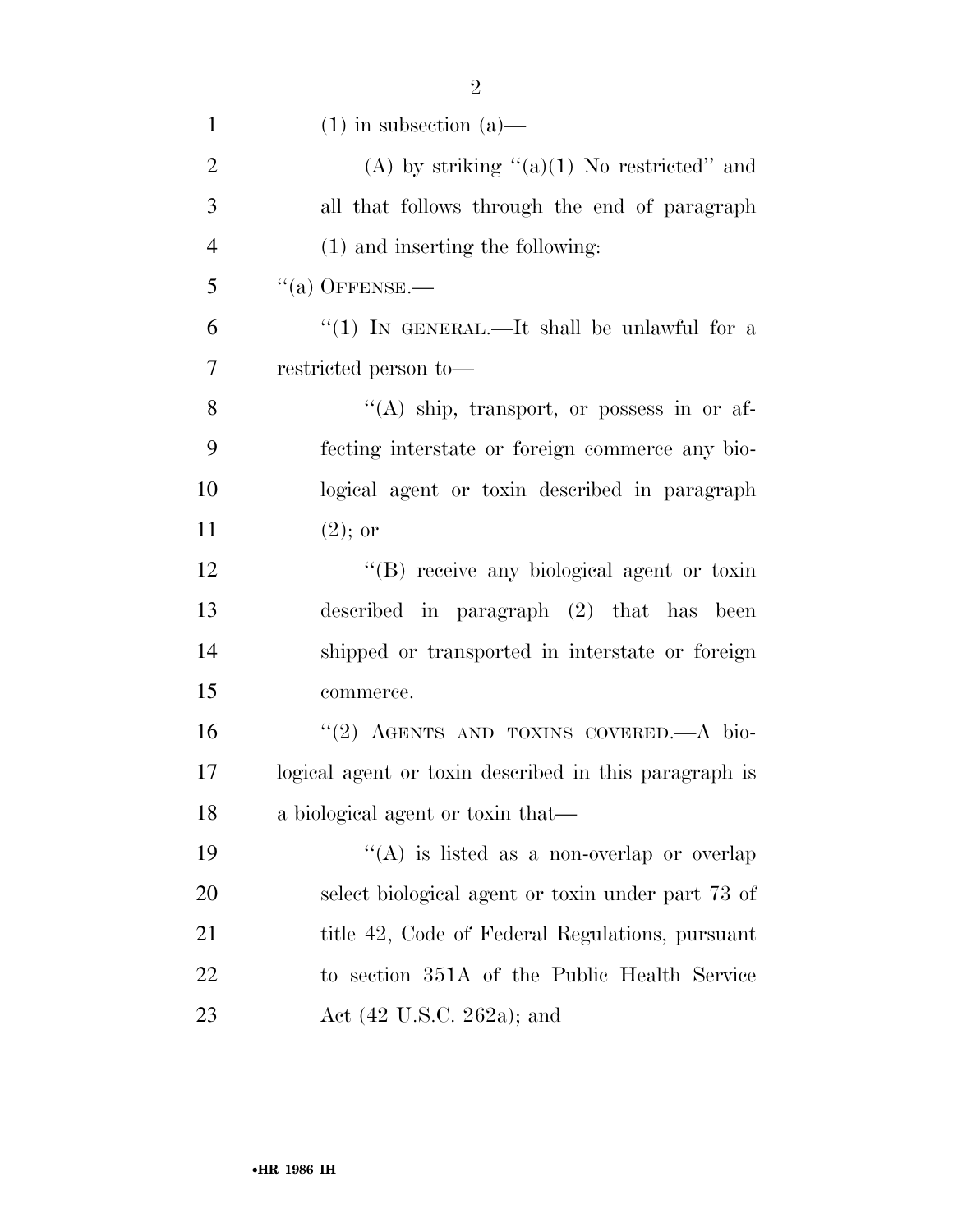(1) in subsection (a)—

(A) by striking "(a)(1) No restricted" and all that follows through the end of paragraph (1) and inserting the following:

"(a) OFFENSE.—

"(1) IN GENERAL.—It shall be unlawful for a restricted person to—

"(A) ship, transport, or possess in or affecting interstate or foreign commerce any biological agent or toxin described in paragraph (2); or

"(B) receive any biological agent or toxin described in paragraph (2) that has been shipped or transported in interstate or foreign commerce.

"(2) AGENTS AND TOXINS COVERED.—A biological agent or toxin described in this paragraph is a biological agent or toxin that—

"(A) is listed as a non-overlap or overlap select biological agent or toxin under part 73 of title 42, Code of Federal Regulations, pursuant to section 351A of the Public Health Service Act (42 U.S.C. 262a); and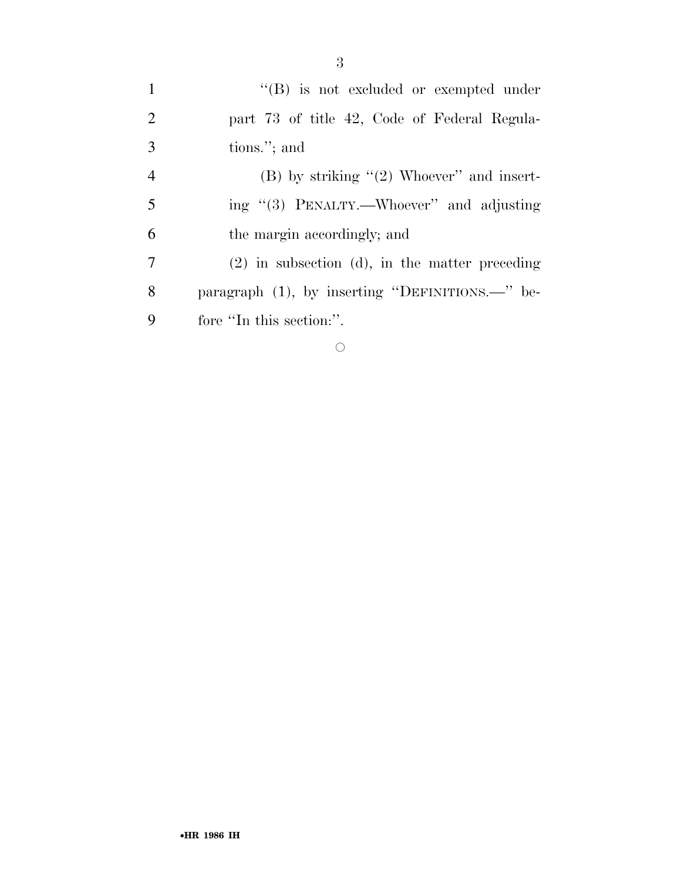"(B) is not excluded or exempted under part 73 of title 42, Code of Federal Regulations."; and

(B) by striking "(2) Whoever" and inserting "(3) PENALTY.—Whoever" and adjusting the margin accordingly; and

(2) in subsection (d), in the matter preceding paragraph (1), by inserting "DEFINITIONS.—" before "In this section:".

○